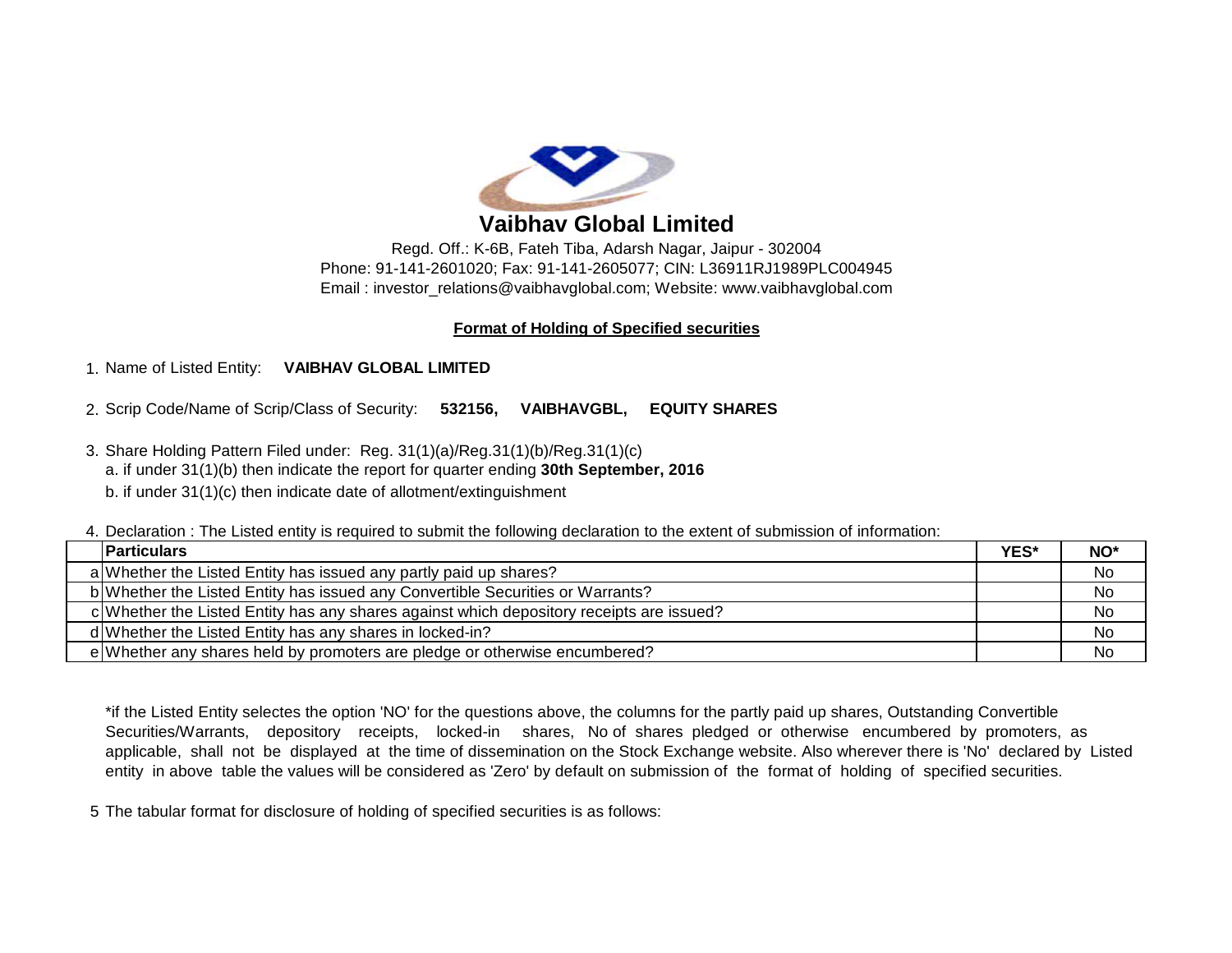# Vaibhav Global Limited

Regd. Off.: K-6B, Fateh Tiba, Adarsh Nagar, Jaipur - 302004
Phone: 91-141-2601020; Fax: 91-141-2605077; CIN: L36911RJ1989PLC004945
Email : investor_relations@vaibhavglobal.com; Website: www.vaibhavglobal.com

## Format of Holding of Specified securities

1. Name of Listed Entity: **VAIBHAV GLOBAL LIMITED**

2. Scrip Code/Name of Scrip/Class of Security: **532156, VAIBHAVGBL, EQUITY SHARES**

3. Share Holding Pattern Filed under: Reg. 31(1)(a)/Reg.31(1)(b)/Reg.31(1)(c)
   a. if under 31(1)(b) then indicate the report for quarter ending **30th September, 2016**
   b. if under 31(1)(c) then indicate date of allotment/extinguishment

4. Declaration : The Listed entity is required to submit the following declaration to the extent of submission of information:

| | Particulars | YES* | NO* |
|---|---|---|---|
| a | Whether the Listed Entity has issued any partly paid up shares? | | No |
| b | Whether the Listed Entity has issued any Convertible Securities or Warrants? | | No |
| c | Whether the Listed Entity has any shares against which depository receipts are issued? | | No |
| d | Whether the Listed Entity has any shares in locked-in? | | No |
| e | Whether any shares held by promoters are pledge or otherwise encumbered? | | No |

*if the Listed Entity selectes the option 'NO' for the questions above, the columns for the partly paid up shares, Outstanding Convertible Securities/Warrants, depository receipts, locked-in shares, No of shares pledged or otherwise encumbered by promoters, as applicable, shall not be displayed at the time of dissemination on the Stock Exchange website. Also wherever there is 'No' declared by Listed entity in above table the values will be considered as 'Zero' by default on submission of the format of holding of specified securities.

5 The tabular format for disclosure of holding of specified securities is as follows: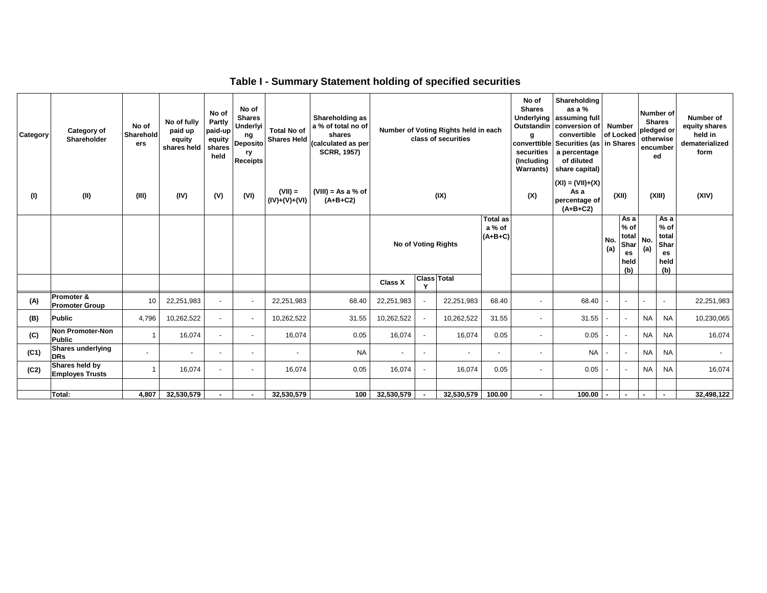# Table I - Summary Statement holding of specified securities

| Category | Category of Shareholder | No of Shareholders | No of fully paid up equity shares held | No of Partly paid-up equity shares held | No of Shares Underlying Depository Receipts | Total No of Shares Held | Shareholding as a % of total no of shares (calculated as per SCRR, 1957) | Number of Voting Rights held in each class of securities | | | | No of Shares Underlying Outstanding converttible securities (Including Warrants) | Shareholding as a % assuming full conversion of convertible Securities (as a percentage of diluted share capital) | Number of Locked in Shares | | Number of Shares pledged or otherwise encumbered | | Number of equity shares held in dematerialized form |
|---|---|---|---|---|---|---|---|---|---|---|---|---|---|---|---|---|---|---|
| (I) | (II) | (III) | (IV) | (V) | (VI) | (VII) = (IV)+(V)+(VI) | (VIII) = As a % of (A+B+C2) | (IX) | | | | (X) | (XI) = (VII)+(X) As a percentage of (A+B+C2) | (XII) | | (XIII) | | (XIV) |
| | | | | | | | | No of Voting Rights | | | Total as a % of (A+B+C) | | | No. (a) | As a % of total Shares held (b) | No. (a) | As a % of total Shares held (b) | |
| | | | | | | | | Class X | Class Y | Total | | | | | | | | |
| (A) | Promoter & Promoter Group | 10 | 22,251,983 | - | - | 22,251,983 | 68.40 | 22,251,983 | - | 22,251,983 | 68.40 | - | 68.40 | - | - | - | - | 22,251,983 |
| (B) | Public | 4,796 | 10,262,522 | - | - | 10,262,522 | 31.55 | 10,262,522 | - | 10,262,522 | 31.55 | - | 31.55 | - | - | NA | NA | 10,230,065 |
| (C) | Non Promoter-Non Public | 1 | 16,074 | - | - | 16,074 | 0.05 | 16,074 | - | 16,074 | 0.05 | - | 0.05 | - | - | NA | NA | 16,074 |
| (C1) | Shares underlying DRs | - | - | - | - | - | NA | - | - | - | - | - | NA | - | - | NA | NA | - |
| (C2) | Shares held by Employes Trusts | 1 | 16,074 | - | - | 16,074 | 0.05 | 16,074 | - | 16,074 | 0.05 | - | 0.05 | - | - | NA | NA | 16,074 |
| | | | | | | | | | | | | | | | | | | |
| | **Total:** | **4,807** | **32,530,579** | **-** | **-** | **32,530,579** | **100** | **32,530,579** | **-** | **32,530,579** | **100.00** | **-** | **100.00** | **-** | **-** | **-** | **-** | **32,498,122** |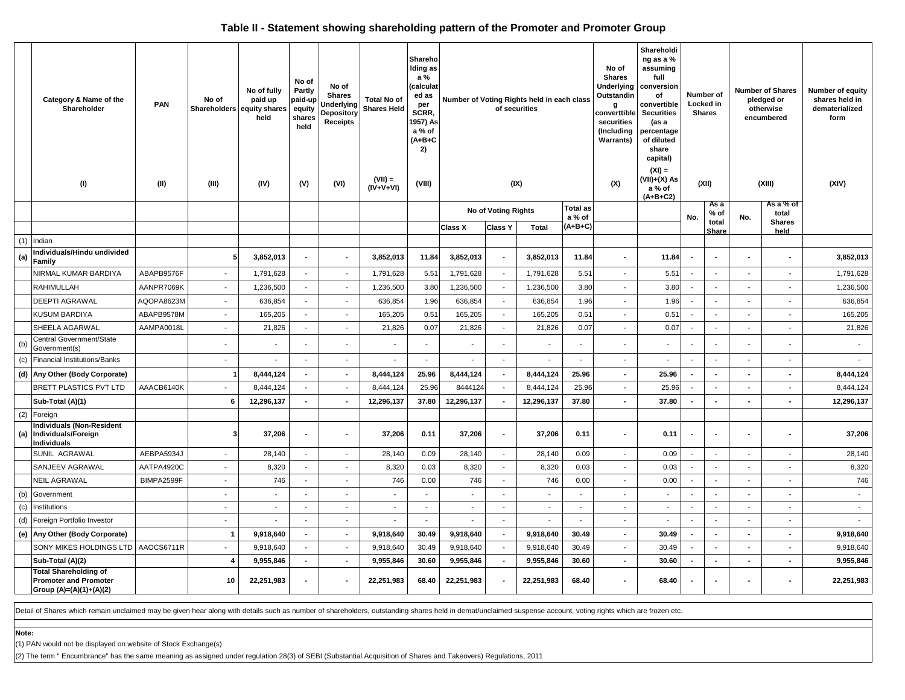# Table II - Statement showing shareholding pattern of the Promoter and Promoter Group

| | Category & Name of the Shareholder | PAN | No of Shareholders | No of fully paid up equity shares held | No of Partly paid-up equity shares held | No of Shares Underlying Depository Receipts | Total No of Shares Held | Shareholding as a % (calculated as per SCRR, 1957) As a % of (A+B+C2) | Number of Voting Rights held in each class of securities | | | | No of Shares Underlying Outstanding converttible securities (Including Warrants) | Shareholding as a % assuming full conversion of convertible Securities (as a percentage of diluted share capital) | Number of Locked in Shares | | Number of Shares pledged or otherwise encumbered | | Number of equity shares held in dematerialized form |
|---|---|---|---|---|---|---|---|---|---|---|---|---|---|---|---|---|---|---|---|
| | (I) | (II) | (III) | (IV) | (V) | (VI) | (VII) = (IV+V+VI) | (VIII) | (IX) | | | | (X) | (XI) = (VII)+(X) As a % of (A+B+C2) | (XII) | | (XIII) | | (XIV) |
| | | | | | | | | | No of Voting Rights | | | Total as a % of (A+B+C) | | | No. | As a % of total Share | No. | As a % of total Shares held | |
| | | | | | | | | | Class X | Class Y | Total | | | | | | | | |
| (1) | Indian | | | | | | | | | | | | | | | | | | |
| (a) | **Individuals/Hindu undivided Family** | | **5** | **3,852,013** | **-** | **-** | **3,852,013** | **11.84** | **3,852,013** | **-** | **3,852,013** | **11.84** | **-** | **11.84** | **-** | **-** | **-** | **-** | **3,852,013** |
| | NIRMAL KUMAR BARDIYA | ABAPB9576F | - | 1,791,628 | - | - | 1,791,628 | 5.51 | 1,791,628 | - | 1,791,628 | 5.51 | - | 5.51 | - | - | - | - | 1,791,628 |
| | RAHIMULLAH | AANPR7069K | - | 1,236,500 | - | - | 1,236,500 | 3.80 | 1,236,500 | - | 1,236,500 | 3.80 | - | 3.80 | - | - | - | - | 1,236,500 |
| | DEEPTI AGRAWAL | AQOPA8623M | - | 636,854 | - | - | 636,854 | 1.96 | 636,854 | - | 636,854 | 1.96 | - | 1.96 | - | - | - | - | 636,854 |
| | KUSUM BARDIYA | ABAPB9578M | - | 165,205 | - | - | 165,205 | 0.51 | 165,205 | - | 165,205 | 0.51 | - | 0.51 | - | - | - | - | 165,205 |
| | SHEELA AGARWAL | AAMPA0018L | - | 21,826 | - | - | 21,826 | 0.07 | 21,826 | - | 21,826 | 0.07 | - | 0.07 | - | - | - | - | 21,826 |
| (b) | Central Government/State Government(s) | | - | - | - | - | - | - | - | - | - | - | - | - | - | - | - | - | - |
| (c) | Financial Institutions/Banks | | - | - | - | - | - | - | - | - | - | - | - | - | - | - | - | - | - |
| (d) | **Any Other (Body Corporate)** | | **1** | **8,444,124** | **-** | **-** | **8,444,124** | **25.96** | **8,444,124** | **-** | **8,444,124** | **25.96** | **-** | **25.96** | **-** | **-** | **-** | **-** | **8,444,124** |
| | BRETT PLASTICS PVT LTD | AAACB6140K | - | 8,444,124 | - | - | 8,444,124 | 25.96 | 8444124 | - | 8,444,124 | 25.96 | - | 25.96 | - | - | - | - | 8,444,124 |
| | **Sub-Total (A)(1)** | | **6** | **12,296,137** | **-** | **-** | **12,296,137** | **37.80** | **12,296,137** | **-** | **12,296,137** | **37.80** | **-** | **37.80** | **-** | **-** | **-** | **-** | **12,296,137** |
| (2) | Foreign | | | | | | | | | | | | | | | | | | |
| (a) | **Individuals (Non-Resident Individuals/Foreign Individuals** | | **3** | **37,206** | **-** | **-** | **37,206** | **0.11** | **37,206** | **-** | **37,206** | **0.11** | **-** | **0.11** | **-** | **-** | **-** | **-** | **37,206** |
| | SUNIL AGRAWAL | AEBPA5934J | - | 28,140 | - | - | 28,140 | 0.09 | 28,140 | - | 28,140 | 0.09 | - | 0.09 | - | - | - | - | 28,140 |
| | SANJEEV AGRAWAL | AATPA4920C | - | 8,320 | - | - | 8,320 | 0.03 | 8,320 | - | 8,320 | 0.03 | - | 0.03 | - | - | - | - | 8,320 |
| | NEIL AGRAWAL | BIMPA2599F | - | 746 | - | - | 746 | 0.00 | 746 | - | 746 | 0.00 | - | 0.00 | - | - | - | - | 746 |
| (b) | Government | | - | - | - | - | - | - | - | - | - | - | - | - | - | - | - | - | - |
| (c) | Institutions | | - | - | - | - | - | - | - | - | - | - | - | - | - | - | - | - | - |
| (d) | Foreign Portfolio Investor | | - | - | - | - | - | - | - | - | - | - | - | - | - | - | - | - | - |
| (e) | **Any Other (Body Corporate)** | | **1** | **9,918,640** | **-** | **-** | **9,918,640** | **30.49** | **9,918,640** | **-** | **9,918,640** | **30.49** | **-** | **30.49** | **-** | **-** | **-** | **-** | **9,918,640** |
| | SONY MIKES HOLDINGS LTD | AAOCS6711R | - | 9,918,640 | - | - | 9,918,640 | 30.49 | 9,918,640 | - | 9,918,640 | 30.49 | - | 30.49 | - | - | - | - | 9,918,640 |
| | **Sub-Total (A)(2)** | | **4** | **9,955,846** | **-** | **-** | **9,955,846** | **30.60** | **9,955,846** | **-** | **9,955,846** | **30.60** | **-** | **30.60** | **-** | **-** | **-** | **-** | **9,955,846** |
| | **Total Shareholding of Promoter and Promoter Group (A)=(A)(1)+(A)(2)** | | **10** | **22,251,983** | **-** | **-** | **22,251,983** | **68.40** | **22,251,983** | **-** | **22,251,983** | **68.40** | **-** | **68.40** | **-** | **-** | **-** | **-** | **22,251,983** |

Detail of Shares which remain unclaimed may be given hear along with details such as number of shareholders, outstanding shares held in demat/unclaimed suspense account, voting rights which are frozen etc.

**Note:**

(1) PAN would not be displayed on website of Stock Exchange(s)

(2) The term " Encumbrance" has the same meaning as assigned under regulation 28(3) of SEBI (Substantial Acquisition of Shares and Takeovers) Regulations, 2011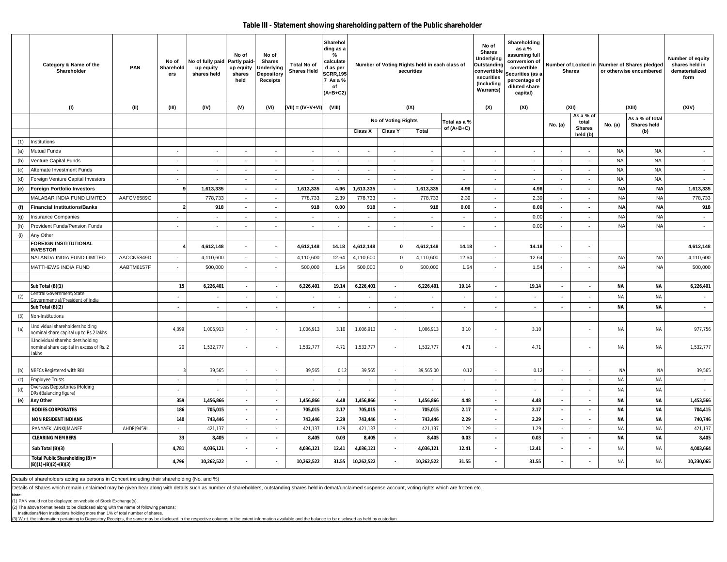## Table III - Statement showing shareholding pattern of the Public shareholder

| | Category & Name of the Shareholder | PAN | No of Shareholders | No of fully paid up equity shares held | No of Partly paid-up equity shares held | No of Shares Underlying Depository Receipts | Total No of Shares Held | Shareholding as a % calculated as per SCRR,1957 As a % of (A+B+C2) | Number of Voting Rights held in each class of securities | | | | No of Shares Underlying Outstanding converttible securities (Including Warrants) | Shareholding as a % assuming full conversion of convertible Securities (as a percentage of diluted share capital) | Number of Locked in Shares | | Number of Shares pledged or otherwise encumbered | | Number of equity shares held in dematerialized form |
|---|---|---|---|---|---|---|---|---|---|---|---|---|---|---|---|---|---|---|---|
| | (I) | (II) | (III) | (IV) | (V) | (VI) | (VII) = (IV+V+VI) | (VIII) | (IX) | | | | (X) | (XI) | (XII) | | (XIII) | | (XIV) |
| | | | | | | | | | No of Voting Rights | | | Total as a % of (A+B+C) | | | No. (a) | As a % of total Shares held (b) | No. (a) | As a % of total Shares held (b) | |
| | | | | | | | | | Class X | Class Y | Total | | | | | | | | |
| (1) | Institutions | | | | | | | | | | | | | | | | | | |
| (a) | Mutual Funds | | - | - | - | - | - | - | - | - | - | - | - | - | - | - | NA | NA | - |
| (b) | Venture Capital Funds | | - | - | - | - | - | - | - | - | - | - | - | - | - | - | NA | NA | - |
| (c) | Alternate Investment Funds | | - | - | - | - | - | - | - | - | - | - | - | - | - | - | NA | NA | - |
| (d) | Foreign Venture Capital Investors | | - | - | - | - | - | - | - | - | - | - | - | - | - | - | NA | NA | - |
| **(e)** | **Foreign Portfolio Investors** | | **9** | **1,613,335** | **-** | **-** | **1,613,335** | **4.96** | **1,613,335** | **-** | **1,613,335** | **4.96** | **-** | **4.96** | **-** | **-** | **NA** | **NA** | **1,613,335** |
| | MALABAR INDIA FUND LIMITED | AAFCM6589C | | 778,733 | - | - | 778,733 | 2.39 | 778,733 | - | 778,733 | 2.39 | - | 2.39 | - | - | NA | NA | 778,733 |
| **(f)** | **Financial Institutions/Banks** | | **2** | **918** | **-** | **-** | **918** | **0.00** | **918** | **-** | **918** | **0.00** | **-** | **0.00** | **-** | **-** | **NA** | **NA** | **918** |
| (g) | Insurance Companies | | - | - | - | - | - | - | - | - | - | - | - | 0.00 | - | - | NA | NA | - |
| (h) | Provident Funds/Pension Funds | | - | - | - | - | - | - | - | - | - | - | - | 0.00 | - | - | NA | NA | - |
| (i) | Any Other | | | | | | | | | | | | | | | | | | |
| | **FOREIGN INSTITUTIONAL INVESTOR** | | **4** | **4,612,148** | **-** | **-** | **4,612,148** | **14.18** | **4,612,148** | **0** | **4,612,148** | **14.18** | **-** | **14.18** | **-** | **-** | | | **4,612,148** |
| | NALANDA INDIA FUND LIMITED | AACCN5849D | - | 4,110,600 | - | - | 4,110,600 | 12.64 | 4,110,600 | 0 | 4,110,600 | 12.64 | - | 12.64 | - | - | NA | NA | 4,110,600 |
| | MATTHEWS INDIA FUND | AABTM6157F | - | 500,000 | - | - | 500,000 | 1.54 | 500,000 | 0 | 500,000 | 1.54 | - | 1.54 | - | - | NA | NA | 500,000 |
| | **Sub Total (B)(1)** | | **15** | **6,226,401** | **-** | **-** | **6,226,401** | **19.14** | **6,226,401** | **-** | **6,226,401** | **19.14** | **-** | **19.14** | **-** | **-** | **NA** | **NA** | **6,226,401** |
| (2) | Central Government/State Government(s)/President of India | | - | - | - | - | - | - | - | - | - | - | - | - | - | - | NA | NA | - |
| | **Sub Total (B)(2)** | | **-** | **-** | **-** | **-** | **-** | **-** | **-** | **-** | **-** | **-** | **-** | **-** | **-** | **-** | **NA** | **NA** | **-** |
| (3) | Non-Institutions | | | | | | | | | | | | | | | | | | |
| (a) | i.Individual shareholders holding nominal share capital up to Rs.2 lakhs | | 4,399 | 1,006,913 | - | - | 1,006,913 | 3.10 | 1,006,913 | - | 1,006,913 | 3.10 | - | 3.10 | | - | NA | NA | 977,756 |
| | ii.Individual shareholders holding nominal share capital in excess of Rs. 2 Lakhs | | 20 | 1,532,777 | - | - | 1,532,777 | 4.71 | 1,532,777 | - | 1,532,777 | 4.71 | - | 4.71 | | - | NA | NA | 1,532,777 |
| (b) | NBFCs Registered with RBI | | 3 | 39,565 | - | - | 39,565 | 0.12 | 39,565 | - | 39,565.00 | 0.12 | - | 0.12 | - | - | NA | NA | 39,565 |
| (c) | Employee Trusts | | - | - | - | - | - | - | - | - | - | - | - | - | - | - | NA | NA | - |
| (d) | Overseas Depositories (Holding DRs)(Balancing figure) | | - | - | - | - | - | - | - | - | - | - | - | - | - | - | NA | NA | - |
| **(e)** | **Any Other** | | **359** | **1,456,866** | **-** | **-** | **1,456,866** | **4.48** | **1,456,866** | **-** | **1,456,866** | **4.48** | **-** | **4.48** | **-** | **-** | **NA** | **NA** | **1,453,566** |
| | **BODIES CORPORATES** | | **186** | **705,015** | **-** | **-** | **705,015** | **2.17** | **705,015** | **-** | **705,015** | **2.17** | **-** | **2.17** | **-** | **-** | **NA** | **NA** | **704,415** |
| | **NON RESIDENT INDIANS** | | **140** | **743,446** | **-** | **-** | **743,446** | **2.29** | **743,446** | **-** | **743,446** | **2.29** | **-** | **2.29** | **-** | **-** | **NA** | **NA** | **740,746** |
| | PANYAEK JAINKIJMANEE | AHDPJ9459L | - | 421,137 | - | - | 421,137 | 1.29 | 421,137 | - | 421,137 | 1.29 | - | 1.29 | - | - | NA | NA | 421,137 |
| | **CLEARING MEMBERS** | | **33** | **8,405** | **-** | **-** | **8,405** | **0.03** | **8,405** | **-** | **8,405** | **0.03** | **-** | **0.03** | **-** | **-** | **NA** | **NA** | **8,405** |
| | **Sub Total (B)(3)** | | **4,781** | **4,036,121** | **-** | **-** | **4,036,121** | **12.41** | **4,036,121** | **-** | **4,036,121** | **12.41** | **-** | **12.41** | **-** | **-** | NA | NA | **4,003,664** |
| | **Total Public Shareholding (B) = (B)(1)+(B)(2)+(B)(3)** | | **4,796** | **10,262,522** | **-** | **-** | **10,262,522** | **31.55** | **10,262,522** | **-** | **10,262,522** | **31.55** | **-** | **31.55** | **-** | **-** | NA | NA | **10,230,065** |

Details of shareholders acting as persons in Concert including their shareholding (No. and %)

Details of Shares which remain unclaimed may be given hear along with details such as number of shareholders, outstanding shares held in demat/unclaimed suspense account, voting rights which are frozen etc.

**Note:**

(1) PAN would not be displayed on website of Stock Exchange(s).

(2) The above format needs to be disclosed along with the name of following persons:
Institutions/Non Institutions holding more than 1% of total number of shares.

(3) W.r.t. the information pertaining to Depository Receipts, the same may be disclosed in the respective columns to the extent information available and the balance to be disclosed as held by custodian.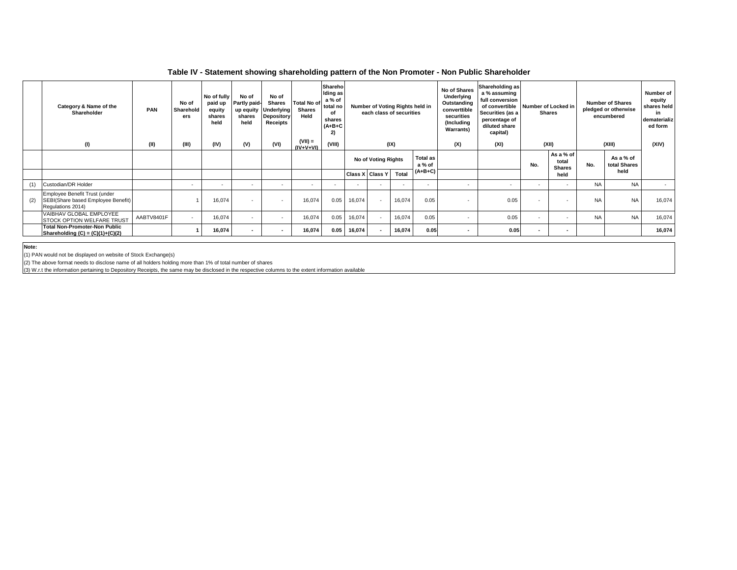## Table IV - Statement showing shareholding pattern of the Non Promoter - Non Public Shareholder

| | Category & Name of the Shareholder | PAN | No of Shareholders | No of fully paid up equity shares held | No of Partly paid-up equity shares held | No of Shares Underlying Depository Receipts | Total No of Shares Held | Shareholding as a % of total no of shares (A+B+C2) | Number of Voting Rights held in each class of securities | | | | No of Shares Underlying Outstanding converttible securities (Including Warrants) | Shareholding as a % assuming full conversion of convertible Securities (as a percentage of diluted share capital) | Number of Locked in Shares | | Number of Shares pledged or otherwise encumbered | | Number of equity shares held in dematerialized form |
|---|---|---|---|---|---|---|---|---|---|---|---|---|---|---|---|---|---|---|---|
| | (I) | (II) | (III) | (IV) | (V) | (VI) | (VII) = (IV+V+VI) | (VIII) | (IX) | | | | (X) | (XI) | (XII) | | (XIII) | | (XIV) |
| | | | | | | | | | No of Voting Rights | | | Total as a % of (A+B+C) | | | No. | As a % of total Shares held | No. | As a % of total Shares held | |
| | | | | | | | | | Class X | Class Y | Total | | | | | | | | |
| (1) | Custodian/DR Holder | | - | - | - | - | - | - | - | - | - | - | - | - | - | - | NA | NA | - |
| (2) | Employee Benefit Trust (under SEBI(Share based Employee Benefit) Regulations 2014) | | 1 | 16,074 | - | - | 16,074 | 0.05 | 16,074 | - | 16,074 | 0.05 | - | 0.05 | - | - | NA | NA | 16,074 |
| | VAIBHAV GLOBAL EMPLOYEE STOCK OPTION WELFARE TRUST | AABTV8401F | - | 16,074 | - | - | 16,074 | 0.05 | 16,074 | - | 16,074 | 0.05 | - | 0.05 | - | - | NA | NA | 16,074 |
| | **Total Non-Promoter-Non Public Shareholding (C) = (C)(1)+(C)(2)** | | **1** | **16,074** | **-** | **-** | **16,074** | **0.05** | **16,074** | **-** | **16,074** | **0.05** | **-** | **0.05** | **-** | **-** | | | **16,074** |

**Note:**

(1) PAN would not be displayed on website of Stock Exchange(s)

(2) The above format needs to disclose name of all holders holding more than 1% of total number of shares

(3) W.r.t the information pertaining to Depository Receipts, the same may be disclosed in the respective columns to the extent information available